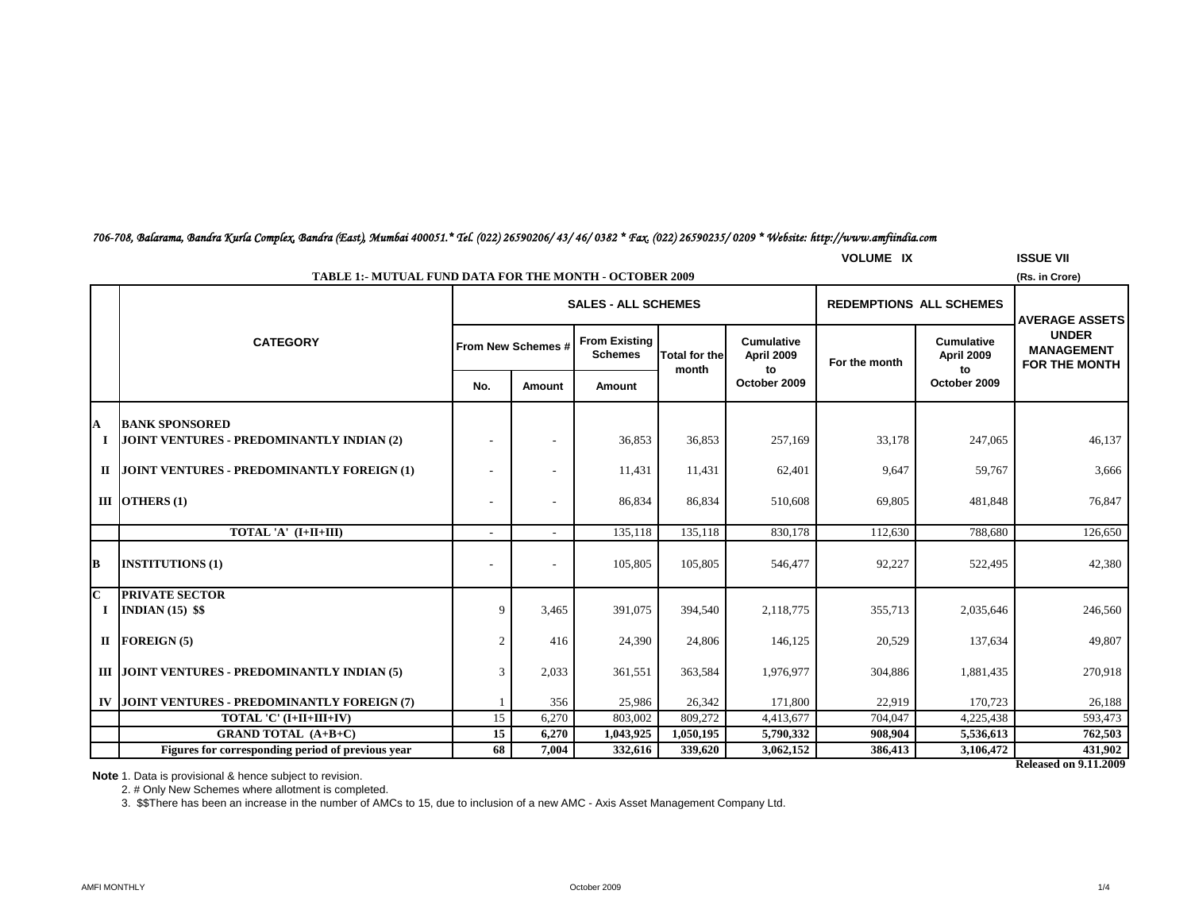*706-708, Balarama, Bandra Kurla Complex, Bandra (East), Mumbai 400051.* Tel. (022) 26590206/ 43/ 46/ 0382 * Fax. (022) 26590235/ 0209 * Website: http://www.amfiindia.com*

VOLUME IX ISSUE VII

**TABLE 1:- MUTUAL FUND DATA FOR THE MONTH - OCTOBER 2009**

(Rs. in Crore)

| | CATEGORY | SALES - ALL SCHEMES | | | | | REDEMPTIONS ALL SCHEMES | | AVERAGE ASSETS UNDER MANAGEMENT FOR THE MONTH |
|---|---|---|---|---|---|---|---|---|---|
| | | From New Schemes # | | From Existing Schemes | Total for the month | Cumulative April 2009 to October 2009 | For the month | Cumulative April 2009 to October 2009 | |
| | | No. | Amount | Amount | | | | | |
| **A** | **BANK SPONSORED** | | | | | | | | |
| **I** | **JOINT VENTURES - PREDOMINANTLY INDIAN (2)** | - | - | 36,853 | 36,853 | 257,169 | 33,178 | 247,065 | 46,137 |
| **II** | **JOINT VENTURES - PREDOMINANTLY FOREIGN (1)** | - | - | 11,431 | 11,431 | 62,401 | 9,647 | 59,767 | 3,666 |
| **III** | **OTHERS (1)** | - | - | 86,834 | 86,834 | 510,608 | 69,805 | 481,848 | 76,847 |
| | **TOTAL 'A' (I+II+III)** | - | - | 135,118 | 135,118 | 830,178 | 112,630 | 788,680 | 126,650 |
| **B** | **INSTITUTIONS (1)** | - | - | 105,805 | 105,805 | 546,477 | 92,227 | 522,495 | 42,380 |
| **C** | **PRIVATE SECTOR** | | | | | | | | |
| **I** | **INDIAN (15) $$** | 9 | 3,465 | 391,075 | 394,540 | 2,118,775 | 355,713 | 2,035,646 | 246,560 |
| **II** | **FOREIGN (5)** | 2 | 416 | 24,390 | 24,806 | 146,125 | 20,529 | 137,634 | 49,807 |
| **III** | **JOINT VENTURES - PREDOMINANTLY INDIAN (5)** | 3 | 2,033 | 361,551 | 363,584 | 1,976,977 | 304,886 | 1,881,435 | 270,918 |
| **IV** | **JOINT VENTURES - PREDOMINANTLY FOREIGN (7)** | 1 | 356 | 25,986 | 26,342 | 171,800 | 22,919 | 170,723 | 26,188 |
| | **TOTAL 'C' (I+II+III+IV)** | 15 | 6,270 | 803,002 | 809,272 | 4,413,677 | 704,047 | 4,225,438 | 593,473 |
| | **GRAND TOTAL (A+B+C)** | **15** | **6,270** | **1,043,925** | **1,050,195** | **5,790,332** | **908,904** | **5,536,613** | **762,503** |
| | **Figures for corresponding period of previous year** | **68** | **7,004** | **332,616** | **339,620** | **3,062,152** | **386,413** | **3,106,472** | **431,902** |

**Released on 9.11.2009**

**Note** 1. Data is provisional & hence subject to revision.

2. # Only New Schemes where allotment is completed.

3. $$There has been an increase in the number of AMCs to 15, due to inclusion of a new AMC - Axis Asset Management Company Ltd.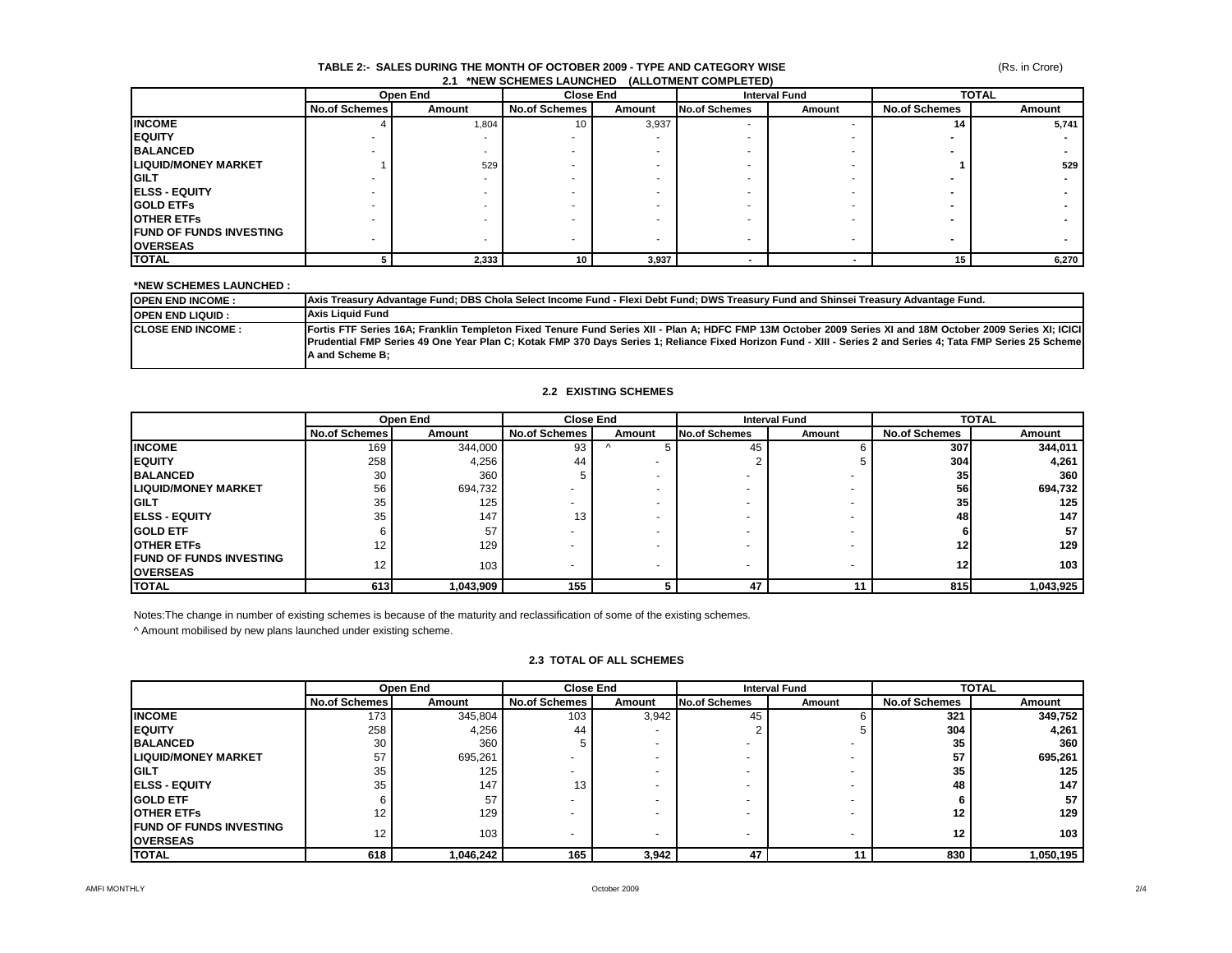**TABLE 2:- SALES DURING THE MONTH OF OCTOBER 2009 - TYPE AND CATEGORY WISE** (Rs. in Crore)

### 2.1 *NEW SCHEMES LAUNCHED (ALLOTMENT COMPLETED)

| | Open End | | Close End | | Interval Fund | | TOTAL | |
|---|---|---|---|---|---|---|---|---|
| | No.of Schemes | Amount | No.of Schemes | Amount | No.of Schemes | Amount | No.of Schemes | Amount |
| **INCOME** | 4 | 1,804 | 10 | 3,937 | - | - | **14** | **5,741** |
| **EQUITY** | - | - | - | - | - | - | **-** | **-** |
| **BALANCED** | - | - | - | - | - | - | **-** | **-** |
| **LIQUID/MONEY MARKET** | 1 | 529 | - | - | - | - | **1** | **529** |
| **GILT** | - | - | - | - | - | - | **-** | **-** |
| **ELSS - EQUITY** | - | - | - | - | - | - | **-** | **-** |
| **GOLD ETFs** | - | - | - | - | - | - | **-** | **-** |
| **OTHER ETFs** | - | - | - | - | - | - | **-** | **-** |
| **FUND OF FUNDS INVESTING OVERSEAS** | - | - | - | - | - | - | **-** | **-** |
| **TOTAL** | **5** | **2,333** | **10** | **3,937** | **-** | **-** | **15** | **6,270** |

**\*NEW SCHEMES LAUNCHED :**

| | |
|---|---|
| **OPEN END INCOME :** | **Axis Treasury Advantage Fund; DBS Chola Select Income Fund - Flexi Debt Fund; DWS Treasury Fund and Shinsei Treasury Advantage Fund.** |
| **OPEN END LIQUID :** | **Axis Liquid Fund** |
| **CLOSE END INCOME :** | **Fortis FTF Series 16A; Franklin Templeton Fixed Tenure Fund Series XII - Plan A; HDFC FMP 13M October 2009 Series XI and 18M October 2009 Series XI; ICICI Prudential FMP Series 49 One Year Plan C; Kotak FMP 370 Days Series 1; Reliance Fixed Horizon Fund - XIII - Series 2 and Series 4; Tata FMP Series 25 Scheme A and Scheme B;** |

### 2.2 EXISTING SCHEMES

| | Open End | | Close End | | Interval Fund | | TOTAL | |
|---|---|---|---|---|---|---|---|---|
| | No.of Schemes | Amount | No.of Schemes | Amount | No.of Schemes | Amount | No.of Schemes | Amount |
| **INCOME** | 169 | 344,000 | 93 | ^ 5 | 45 | 6 | **307** | **344,011** |
| **EQUITY** | 258 | 4,256 | 44 | - | 2 | 5 | **304** | **4,261** |
| **BALANCED** | 30 | 360 | 5 | - | - | - | **35** | **360** |
| **LIQUID/MONEY MARKET** | 56 | 694,732 | - | - | - | - | **56** | **694,732** |
| **GILT** | 35 | 125 | - | - | - | - | **35** | **125** |
| **ELSS - EQUITY** | 35 | 147 | 13 | - | - | - | **48** | **147** |
| **GOLD ETF** | 6 | 57 | - | - | - | - | **6** | **57** |
| **OTHER ETFs** | 12 | 129 | - | - | - | - | **12** | **129** |
| **FUND OF FUNDS INVESTING OVERSEAS** | 12 | 103 | - | - | - | - | **12** | **103** |
| **TOTAL** | **613** | **1,043,909** | **155** | **5** | **47** | **11** | **815** | **1,043,925** |

Notes:The change in number of existing schemes is because of the maturity and reclassification of some of the existing schemes.

^ Amount mobilised by new plans launched under existing scheme.

### 2.3 TOTAL OF ALL SCHEMES

| | Open End | | Close End | | Interval Fund | | TOTAL | |
|---|---|---|---|---|---|---|---|---|
| | No.of Schemes | Amount | No.of Schemes | Amount | No.of Schemes | Amount | No.of Schemes | Amount |
| **INCOME** | 173 | 345,804 | 103 | 3,942 | 45 | 6 | **321** | **349,752** |
| **EQUITY** | 258 | 4,256 | 44 | - | 2 | 5 | **304** | **4,261** |
| **BALANCED** | 30 | 360 | 5 | - | - | - | **35** | **360** |
| **LIQUID/MONEY MARKET** | 57 | 695,261 | - | - | - | - | **57** | **695,261** |
| **GILT** | 35 | 125 | - | - | - | - | **35** | **125** |
| **ELSS - EQUITY** | 35 | 147 | 13 | - | - | - | **48** | **147** |
| **GOLD ETF** | 6 | 57 | - | - | - | - | **6** | **57** |
| **OTHER ETFs** | 12 | 129 | - | - | - | - | **12** | **129** |
| **FUND OF FUNDS INVESTING OVERSEAS** | 12 | 103 | - | - | - | - | **12** | **103** |
| **TOTAL** | **618** | **1,046,242** | **165** | **3,942** | **47** | **11** | **830** | **1,050,195** |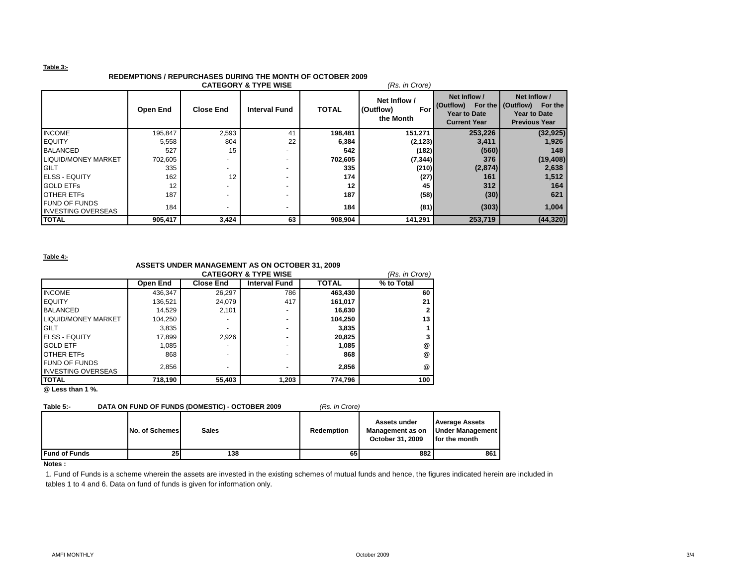**Table 3:-**

## REDEMPTIONS / REPURCHASES DURING THE MONTH OF OCTOBER 2009

**CATEGORY & TYPE WISE** *(Rs. in Crore)*

| | Open End | Close End | Interval Fund | TOTAL | Net Inflow / (Outflow) For the Month | Net Inflow / (Outflow) For the Year to Date Current Year | Net Inflow / (Outflow) For the Year to Date Previous Year |
|---|---|---|---|---|---|---|---|
| INCOME | 195,847 | 2,593 | 41 | **198,481** | **151,271** | **253,226** | **(32,925)** |
| EQUITY | 5,558 | 804 | 22 | **6,384** | **(2,123)** | **3,411** | **1,926** |
| BALANCED | 527 | 15 | - | **542** | **(182)** | **(560)** | **148** |
| LIQUID/MONEY MARKET | 702,605 | - | - | **702,605** | **(7,344)** | **376** | **(19,408)** |
| GILT | 335 | - | - | **335** | **(210)** | **(2,874)** | **2,638** |
| ELSS - EQUITY | 162 | 12 | - | **174** | **(27)** | **161** | **1,512** |
| GOLD ETFs | 12 | - | - | **12** | **45** | **312** | **164** |
| OTHER ETFs | 187 | - | - | **187** | **(58)** | **(30)** | **621** |
| FUND OF FUNDS INVESTING OVERSEAS | 184 | - | - | **184** | **(81)** | **(303)** | **1,004** |
| **TOTAL** | **905,417** | **3,424** | **63** | **908,904** | **141,291** | **253,719** | **(44,320)** |

**Table 4:-**

## ASSETS UNDER MANAGEMENT AS ON OCTOBER 31, 2009

**CATEGORY & TYPE WISE** *(Rs. in Crore)*

| | Open End | Close End | Interval Fund | TOTAL | % to Total |
|---|---|---|---|---|---|
| INCOME | 436,347 | 26,297 | 786 | **463,430** | **60** |
| EQUITY | 136,521 | 24,079 | 417 | **161,017** | **21** |
| BALANCED | 14,529 | 2,101 | - | **16,630** | **2** |
| LIQUID/MONEY MARKET | 104,250 | - | - | **104,250** | **13** |
| GILT | 3,835 | - | - | **3,835** | **1** |
| ELSS - EQUITY | 17,899 | 2,926 | - | **20,825** | **3** |
| GOLD ETF | 1,085 | - | - | **1,085** | @ |
| OTHER ETFs | 868 | - | - | **868** | @ |
| FUND OF FUNDS INVESTING OVERSEAS | 2,856 | - | - | **2,856** | @ |
| **TOTAL** | **718,190** | **55,403** | **1,203** | **774,796** | **100** |

**@ Less than 1 %.**

**Table 5:- DATA ON FUND OF FUNDS (DOMESTIC) - OCTOBER 2009** *(Rs. In Crore)*

| | No. of Schemes | Sales | Redemption | Assets under Management as on October 31, 2009 | Average Assets Under Management for the month |
|---|---|---|---|---|---|
| **Fund of Funds** | 25 | 138 | 65 | 882 | 861 |

**Notes :**

1. Fund of Funds is a scheme wherein the assets are invested in the existing schemes of mutual funds and hence, the figures indicated herein are included in tables 1 to 4 and 6. Data on fund of funds is given for information only.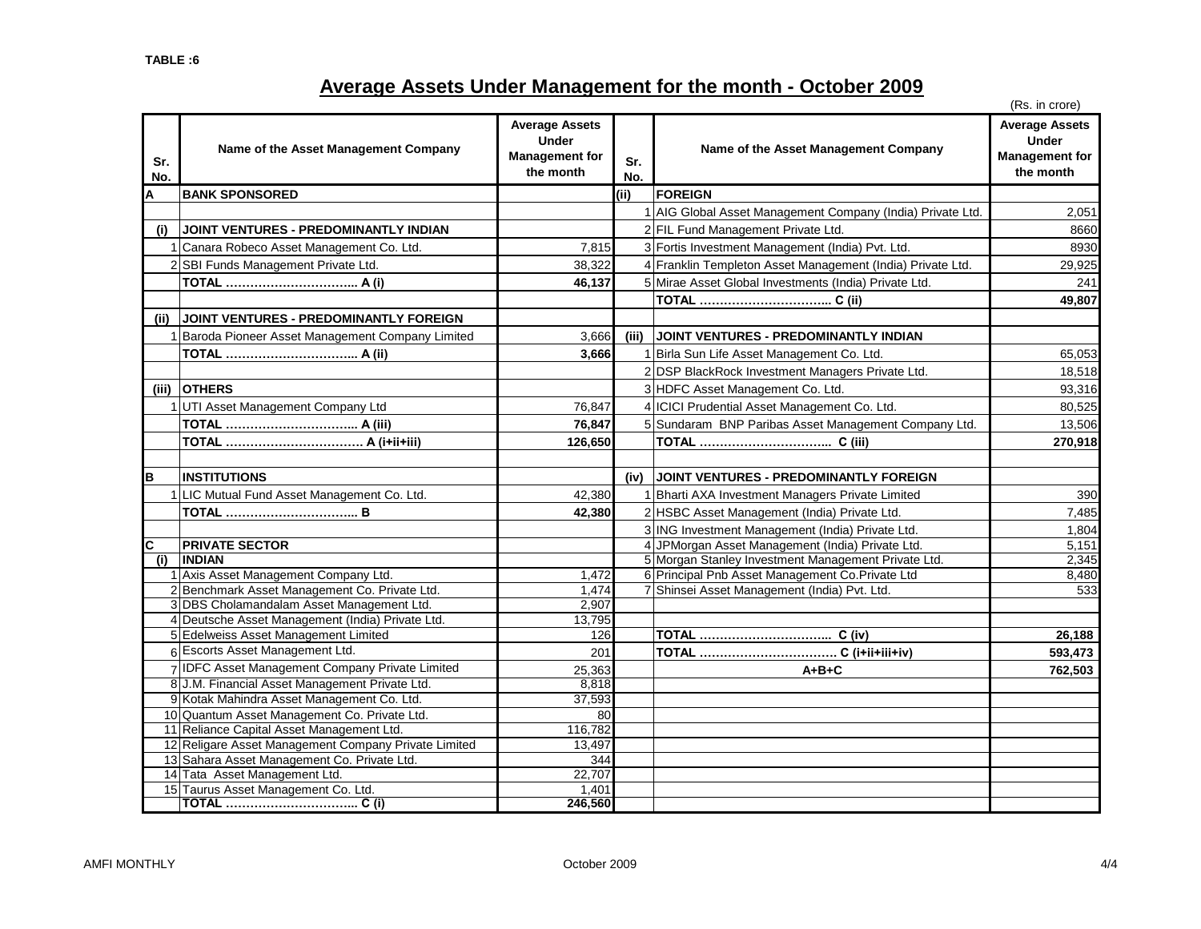TABLE :6

## Average Assets Under Management for the month - October 2009

(Rs. in crore)

| Sr. No. | Name of the Asset Management Company | Average Assets Under Management for the month | Sr. No. | Name of the Asset Management Company | Average Assets Under Management for the month |
|---|---|---|---|---|---|
| A | **BANK SPONSORED** | | (ii) | **FOREIGN** | |
| | | | 1 | AIG Global Asset Management Company (India) Private Ltd. | 2,051 |
| (i) | **JOINT VENTURES - PREDOMINANTLY INDIAN** | | 2 | FIL Fund Management Private Ltd. | 8660 |
| 1 | Canara Robeco Asset Management Co. Ltd. | 7,815 | 3 | Fortis Investment Management (India) Pvt. Ltd. | 8930 |
| 2 | SBI Funds Management Private Ltd. | 38,322 | 4 | Franklin Templeton Asset Management (India) Private Ltd. | 29,925 |
| | **TOTAL ………………………….. A (i)** | **46,137** | 5 | Mirae Asset Global Investments (India) Private Ltd. | 241 |
| | | | | **TOTAL ………………………….. C (ii)** | **49,807** |
| (ii) | **JOINT VENTURES - PREDOMINANTLY FOREIGN** | | | | |
| 1 | Baroda Pioneer Asset Management Company Limited | 3,666 | (iii) | **JOINT VENTURES - PREDOMINANTLY INDIAN** | |
| | **TOTAL ………………………….. A (ii)** | **3,666** | 1 | Birla Sun Life Asset Management Co. Ltd. | 65,053 |
| | | | 2 | DSP BlackRock Investment Managers Private Ltd. | 18,518 |
| (iii) | **OTHERS** | | 3 | HDFC Asset Management Co. Ltd. | 93,316 |
| 1 | UTI Asset Management Company Ltd | 76,847 | 4 | ICICI Prudential Asset Management Co. Ltd. | 80,525 |
| | **TOTAL ………………………….. A (iii)** | **76,847** | 5 | Sundaram BNP Paribas Asset Management Company Ltd. | 13,506 |
| | **TOTAL ……………………………. A (i+ii+iii)** | **126,650** | | **TOTAL ………………………….. C (iii)** | **270,918** |
| | | | | | |
| B | **INSTITUTIONS** | | (iv) | **JOINT VENTURES - PREDOMINANTLY FOREIGN** | |
| 1 | LIC Mutual Fund Asset Management Co. Ltd. | 42,380 | 1 | Bharti AXA Investment Managers Private Limited | 390 |
| | **TOTAL ………………………….. B** | **42,380** | 2 | HSBC Asset Management (India) Private Ltd. | 7,485 |
| | | | 3 | ING Investment Management (India) Private Ltd. | 1,804 |
| C | **PRIVATE SECTOR** | | 4 | JPMorgan Asset Management (India) Private Ltd. | 5,151 |
| (i) | **INDIAN** | | 5 | Morgan Stanley Investment Management Private Ltd. | 2,345 |
| 1 | Axis Asset Management Company Ltd. | 1,472 | 6 | Principal Pnb Asset Management Co.Private Ltd | 8,480 |
| 2 | Benchmark Asset Management Co. Private Ltd. | 1,474 | 7 | Shinsei Asset Management (India) Pvt. Ltd. | 533 |
| 3 | DBS Cholamandalam Asset Management Ltd. | 2,907 | | | |
| 4 | Deutsche Asset Management (India) Private Ltd. | 13,795 | | | |
| 5 | Edelweiss Asset Management Limited | 126 | | **TOTAL ………………………….. C (iv)** | **26,188** |
| 6 | Escorts Asset Management Ltd. | 201 | | **TOTAL ……………………………. C (i+ii+iii+iv)** | **593,473** |
| 7 | IDFC Asset Management Company Private Limited | 25,363 | | **A+B+C** | **762,503** |
| 8 | J.M. Financial Asset Management Private Ltd. | 8,818 | | | |
| 9 | Kotak Mahindra Asset Management Co. Ltd. | 37,593 | | | |
| 10 | Quantum Asset Management Co. Private Ltd. | 80 | | | |
| 11 | Reliance Capital Asset Management Ltd. | 116,782 | | | |
| 12 | Religare Asset Management Company Private Limited | 13,497 | | | |
| 13 | Sahara Asset Management Co. Private Ltd. | 344 | | | |
| 14 | Tata Asset Management Ltd. | 22,707 | | | |
| 15 | Taurus Asset Management Co. Ltd. | 1,401 | | | |
| | **TOTAL ………………………….. C (i)** | **246,560** | | | |